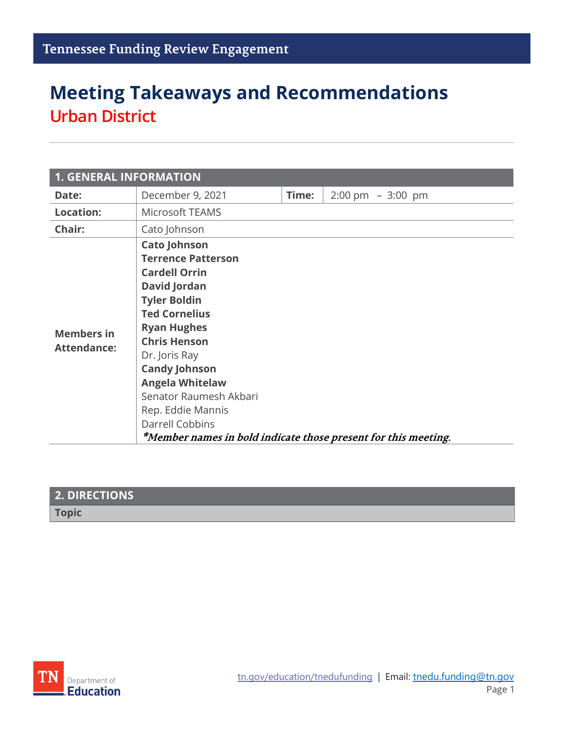Tennessee Funding Review Engagement

# Meeting Takeaways and Recommendations

## Urban District

| 1. GENERAL INFORMATION | | | |
|---|---|---|---|
| **Date:** | December 9, 2021 | **Time:** | 2:00 pm – 3:00 pm |
| **Location:** | Microsoft TEAMS | | |
| **Chair:** | Cato Johnson | | |
| **Members in Attendance:** | **Cato Johnson**<br>**Terrence Patterson**<br>**Cardell Orrin**<br>**David Jordan**<br>**Tyler Boldin**<br>**Ted Cornelius**<br>**Ryan Hughes**<br>**Chris Henson**<br>Dr. Joris Ray<br>**Candy Johnson**<br>**Angela Whitelaw**<br>Senator Raumesh Akbari<br>Rep. Eddie Mannis<br>Darrell Cobbins<br>***Member names in bold indicate those present for this meeting.*** | | |

| 2. DIRECTIONS |
|---|
| **Topic** |

tn.gov/education/tnedufunding | Email: tnedu.funding@tn.gov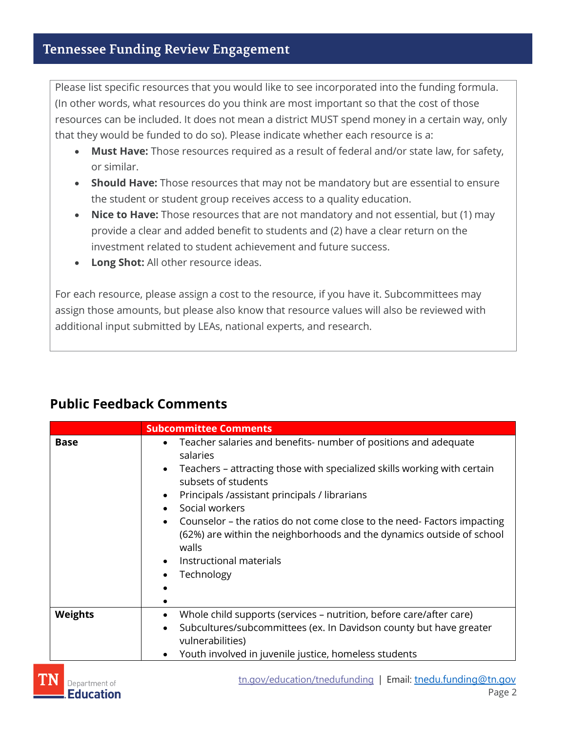Please list specific resources that you would like to see incorporated into the funding formula. (In other words, what resources do you think are most important so that the cost of those resources can be included. It does not mean a district MUST spend money in a certain way, only that they would be funded to do so). Please indicate whether each resource is a:

- **Must Have:** Those resources required as a result of federal and/or state law, for safety, or similar.
- **Should Have:** Those resources that may not be mandatory but are essential to ensure the student or student group receives access to a quality education.
- **Nice to Have:** Those resources that are not mandatory and not essential, but (1) may provide a clear and added benefit to students and (2) have a clear return on the investment related to student achievement and future success.
- **Long Shot:** All other resource ideas.

For each resource, please assign a cost to the resource, if you have it. Subcommittees may assign those amounts, but please also know that resource values will also be reviewed with additional input submitted by LEAs, national experts, and research.

## Public Feedback Comments

| | Subcommittee Comments |
|---|---|
| **Base** | • Teacher salaries and benefits- number of positions and adequate salaries<br>• Teachers – attracting those with specialized skills working with certain subsets of students<br>• Principals /assistant principals / librarians<br>• Social workers<br>• Counselor – the ratios do not come close to the need- Factors impacting (62%) are within the neighborhoods and the dynamics outside of school walls<br>• Instructional materials<br>• Technology<br>•<br>• |
| **Weights** | • Whole child supports (services – nutrition, before care/after care)<br>• Subcultures/subcommittees (ex. In Davidson county but have greater vulnerabilities)<br>• Youth involved in juvenile justice, homeless students |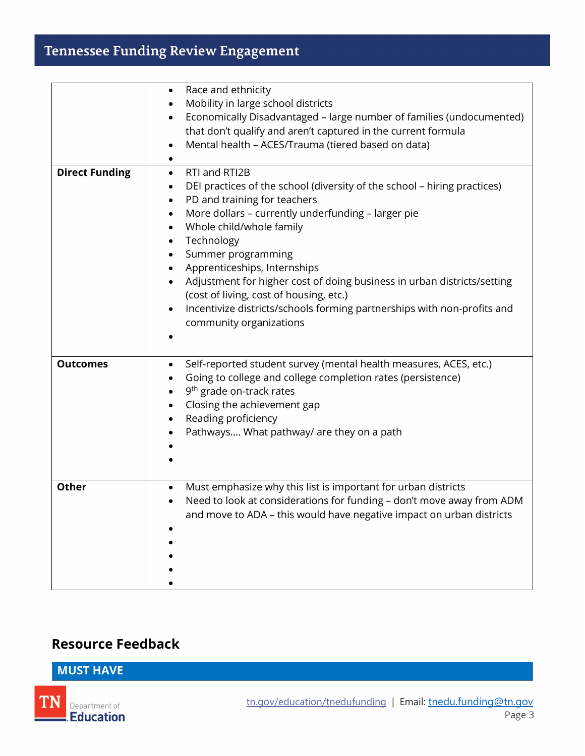| | |
|---|---|
| | • Race and ethnicity<br>• Mobility in large school districts<br>• Economically Disadvantaged – large number of families (undocumented) that don't qualify and aren't captured in the current formula<br>• Mental health – ACES/Trauma (tiered based on data)<br>• |
| **Direct Funding** | • RTI and RTI2B<br>• DEI practices of the school (diversity of the school – hiring practices)<br>• PD and training for teachers<br>• More dollars – currently underfunding – larger pie<br>• Whole child/whole family<br>• Technology<br>• Summer programming<br>• Apprenticeships, Internships<br>• Adjustment for higher cost of doing business in urban districts/setting (cost of living, cost of housing, etc.)<br>• Incentivize districts/schools forming partnerships with non-profits and community organizations<br>• |
| **Outcomes** | • Self-reported student survey (mental health measures, ACES, etc.)<br>• Going to college and college completion rates (persistence)<br>• 9th grade on-track rates<br>• Closing the achievement gap<br>• Reading proficiency<br>• Pathways…. What pathway/ are they on a path<br>•<br>• |
| **Other** | • Must emphasize why this list is important for urban districts<br>• Need to look at considerations for funding – don't move away from ADM and move to ADA – this would have negative impact on urban districts<br>•<br>•<br>•<br>•<br>• |

## Resource Feedback

### MUST HAVE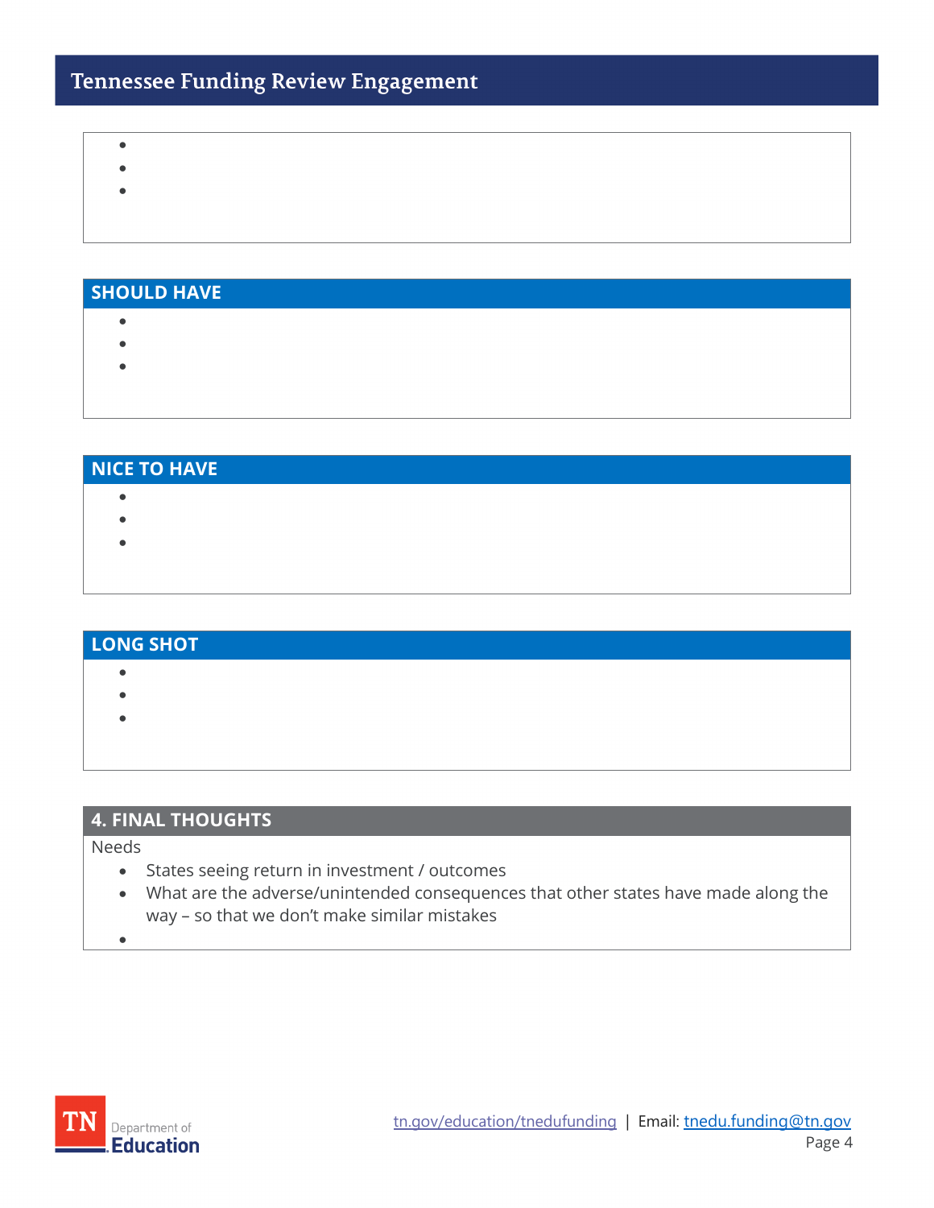## SHOULD HAVE

## NICE TO HAVE

## LONG SHOT

## 4. FINAL THOUGHTS

Needs

- States seeing return in investment / outcomes
- What are the adverse/unintended consequences that other states have made along the way – so that we don't make similar mistakes